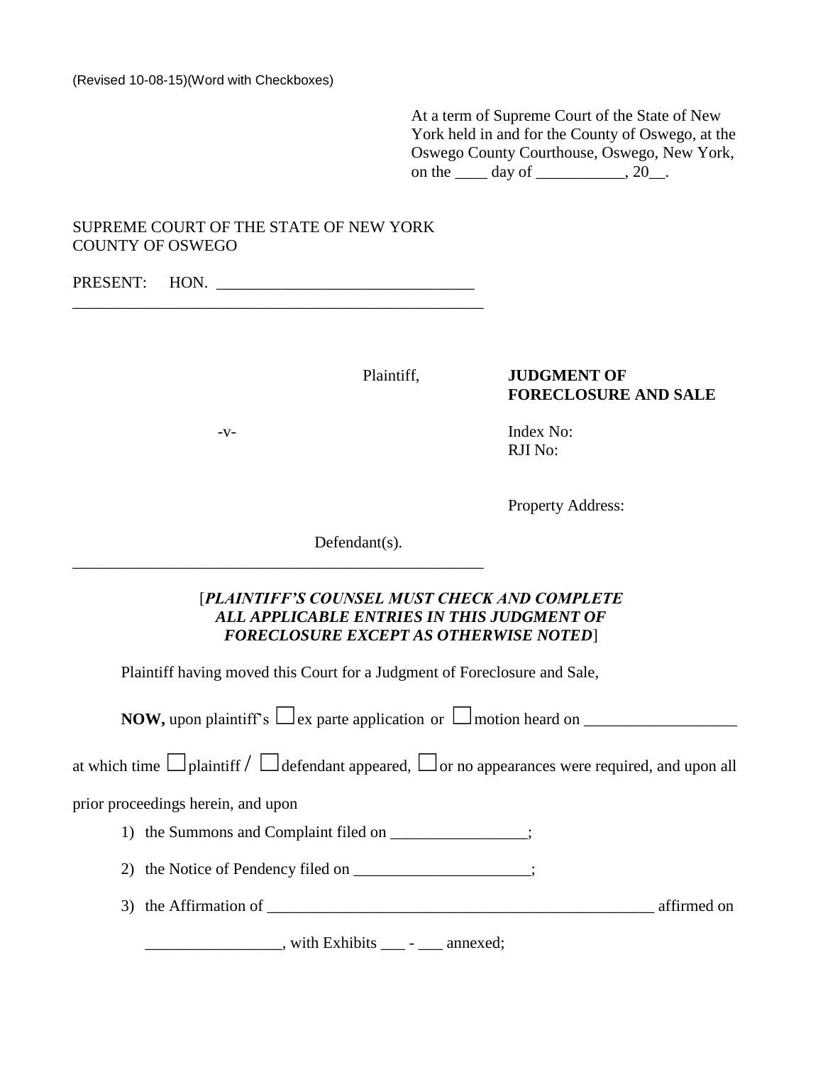(Revised 10-08-15)(Word with Checkboxes)

At a term of Supreme Court of the State of New York held in and for the County of Oswego, at the Oswego County Courthouse, Oswego, New York, on the ____ day of ___________, 20__.

SUPREME COURT OF THE STATE OF NEW YORK
COUNTY OF OSWEGO

PRESENT: HON. _______________________________

_____________________________________________________

Plaintiff,

-v-

Defendant(s).

_____________________________________________________

**JUDGMENT OF FORECLOSURE AND SALE**

Index No:
RJI No:

Property Address:

[***PLAINTIFF'S COUNSEL MUST CHECK AND COMPLETE ALL APPLICABLE ENTRIES IN THIS JUDGMENT OF FORECLOSURE EXCEPT AS OTHERWISE NOTED***]

Plaintiff having moved this Court for a Judgment of Foreclosure and Sale,

**NOW,** upon plaintiff's ☐ ex parte application or ☐ motion heard on __________________

at which time ☐ plaintiff / ☐ defendant appeared, ☐ or no appearances were required, and upon all prior proceedings herein, and upon

1) the Summons and Complaint filed on ________________;
2) the Notice of Pendency filed on _____________________;
3) the Affirmation of _________________________________________________ affirmed on ________________, with Exhibits ___ - ___ annexed;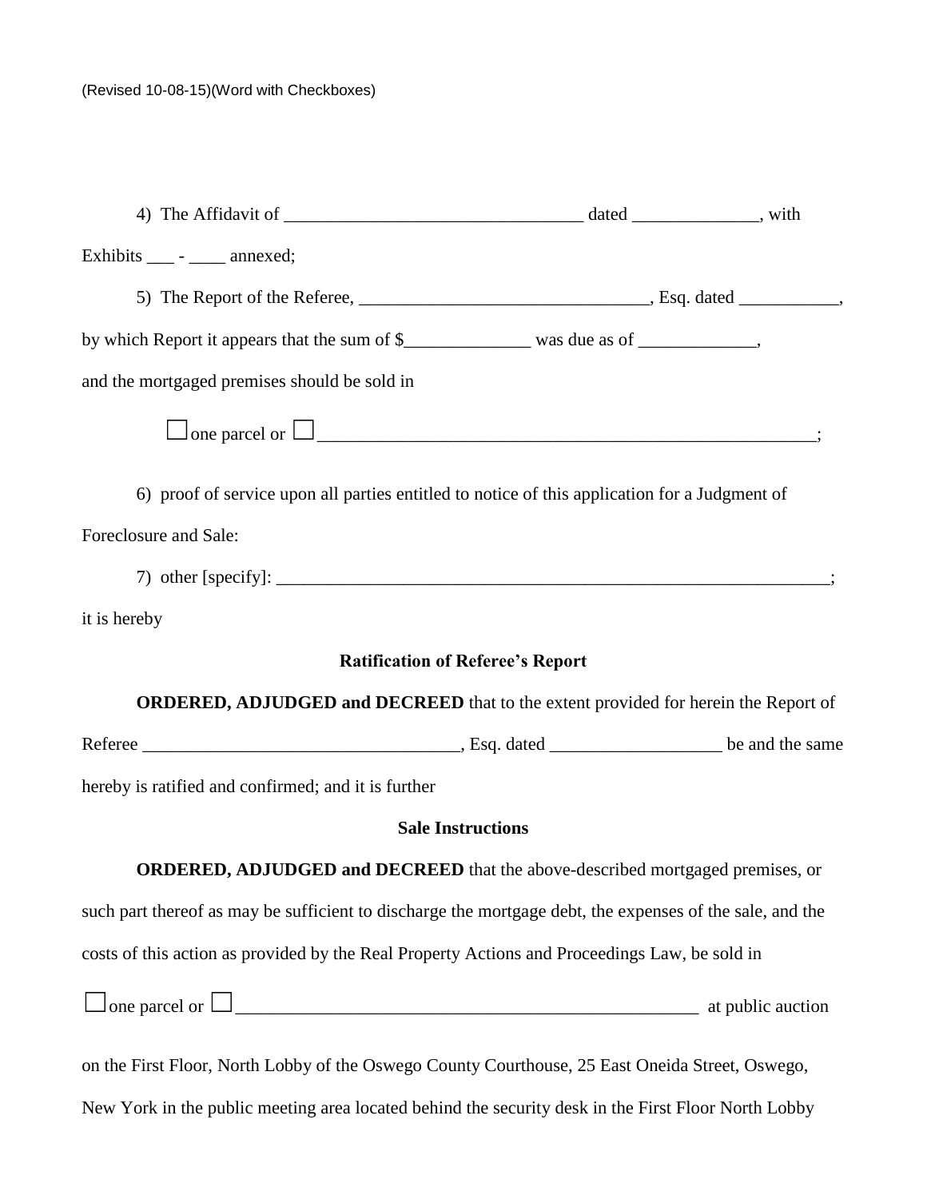(Revised 10-08-15)(Word with Checkboxes)

4) The Affidavit of _________________________________ dated ______________, with Exhibits ___ - ____ annexed;

5) The Report of the Referee, ________________________________, Esq. dated ___________, by which Report it appears that the sum of $______________ was due as of _____________, and the mortgaged premises should be sold in

☐ one parcel or ☐ ________________________________________________________;

6) proof of service upon all parties entitled to notice of this application for a Judgment of Foreclosure and Sale:

7) other [specify]: ______________________________________________________________;

it is hereby

**Ratification of Referee's Report**

**ORDERED, ADJUDGED and DECREED** that to the extent provided for herein the Report of Referee __________________________________, Esq. dated ___________________ be and the same hereby is ratified and confirmed; and it is further

**Sale Instructions**

**ORDERED, ADJUDGED and DECREED** that the above-described mortgaged premises, or such part thereof as may be sufficient to discharge the mortgage debt, the expenses of the sale, and the costs of this action as provided by the Real Property Actions and Proceedings Law, be sold in

☐ one parcel or ☐ _____________________________________________________ at public auction

on the First Floor, North Lobby of the Oswego County Courthouse, 25 East Oneida Street, Oswego, New York in the public meeting area located behind the security desk in the First Floor North Lobby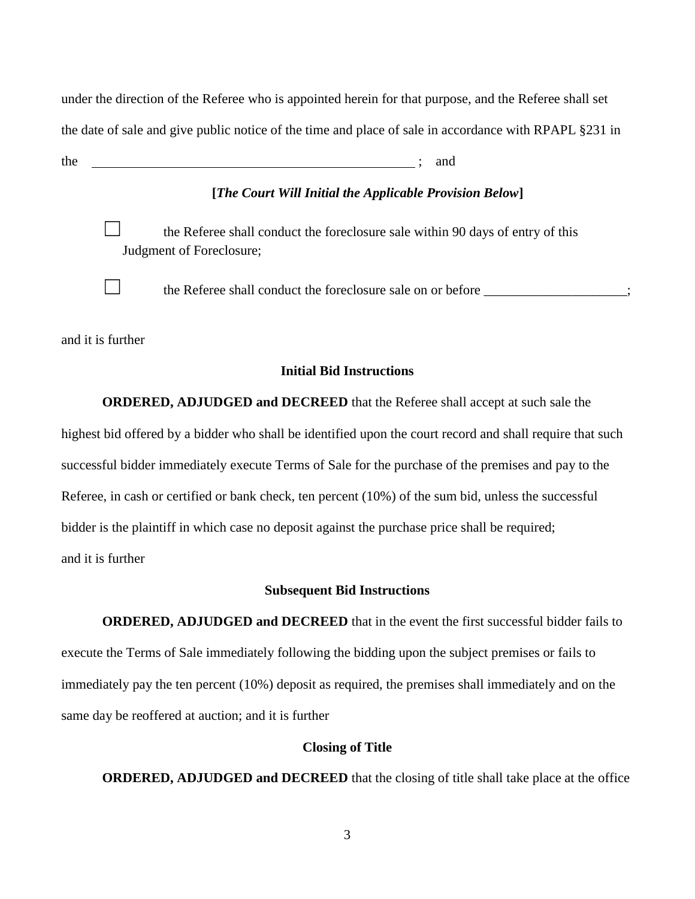under the direction of the Referee who is appointed herein for that purpose, and the Referee shall set the date of sale and give public notice of the time and place of sale in accordance with RPAPL §231 in the \_\_\_\_\_\_\_\_\_\_\_\_\_\_\_\_\_\_\_\_\_\_\_\_\_\_\_\_\_\_\_\_\_\_\_\_\_\_\_\_\_\_\_\_\_\_ ; and

**[*The Court Will Initial the Applicable Provision Below*]**

☐ the Referee shall conduct the foreclosure sale within 90 days of entry of this Judgment of Foreclosure;

☐ the Referee shall conduct the foreclosure sale on or before \_\_\_\_\_\_\_\_\_\_\_\_\_\_\_\_\_\_\_\_\_;

and it is further

**Initial Bid Instructions**

**ORDERED, ADJUDGED and DECREED** that the Referee shall accept at such sale the highest bid offered by a bidder who shall be identified upon the court record and shall require that such successful bidder immediately execute Terms of Sale for the purchase of the premises and pay to the Referee, in cash or certified or bank check, ten percent (10%) of the sum bid, unless the successful bidder is the plaintiff in which case no deposit against the purchase price shall be required; and it is further

**Subsequent Bid Instructions**

**ORDERED, ADJUDGED and DECREED** that in the event the first successful bidder fails to execute the Terms of Sale immediately following the bidding upon the subject premises or fails to immediately pay the ten percent (10%) deposit as required, the premises shall immediately and on the same day be reoffered at auction; and it is further

**Closing of Title**

**ORDERED, ADJUDGED and DECREED** that the closing of title shall take place at the office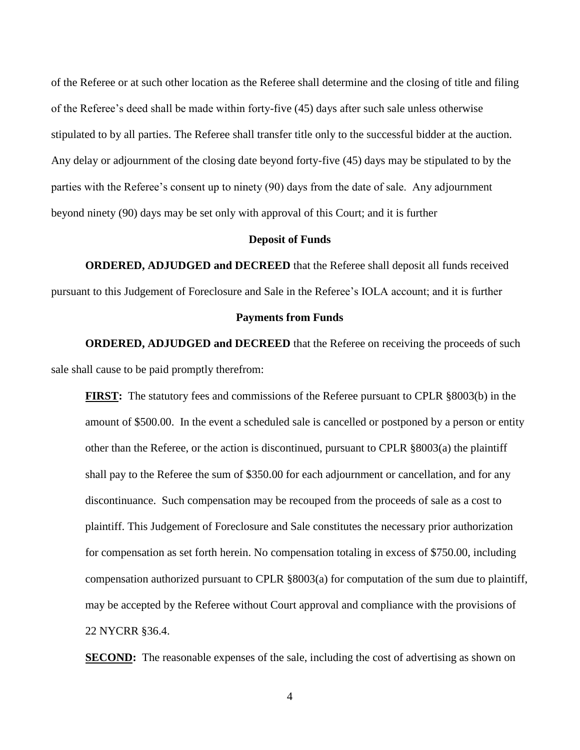of the Referee or at such other location as the Referee shall determine and the closing of title and filing of the Referee's deed shall be made within forty-five (45) days after such sale unless otherwise stipulated to by all parties. The Referee shall transfer title only to the successful bidder at the auction. Any delay or adjournment of the closing date beyond forty-five (45) days may be stipulated to by the parties with the Referee's consent up to ninety (90) days from the date of sale. Any adjournment beyond ninety (90) days may be set only with approval of this Court; and it is further

**Deposit of Funds**

**ORDERED, ADJUDGED and DECREED** that the Referee shall deposit all funds received pursuant to this Judgement of Foreclosure and Sale in the Referee's IOLA account; and it is further

**Payments from Funds**

**ORDERED, ADJUDGED and DECREED** that the Referee on receiving the proceeds of such sale shall cause to be paid promptly therefrom:

**FIRST:** The statutory fees and commissions of the Referee pursuant to CPLR §8003(b) in the amount of $500.00. In the event a scheduled sale is cancelled or postponed by a person or entity other than the Referee, or the action is discontinued, pursuant to CPLR §8003(a) the plaintiff shall pay to the Referee the sum of $350.00 for each adjournment or cancellation, and for any discontinuance. Such compensation may be recouped from the proceeds of sale as a cost to plaintiff. This Judgement of Foreclosure and Sale constitutes the necessary prior authorization for compensation as set forth herein. No compensation totaling in excess of $750.00, including compensation authorized pursuant to CPLR §8003(a) for computation of the sum due to plaintiff, may be accepted by the Referee without Court approval and compliance with the provisions of 22 NYCRR §36.4.

**SECOND:** The reasonable expenses of the sale, including the cost of advertising as shown on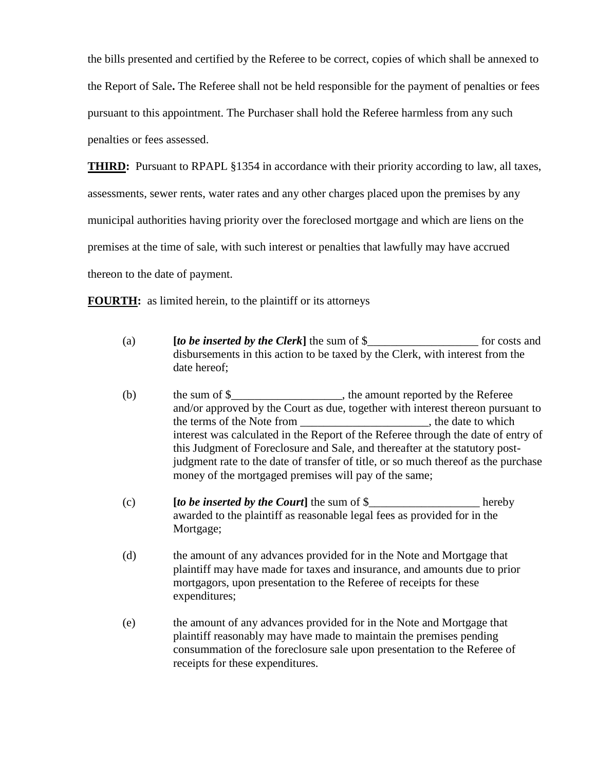the bills presented and certified by the Referee to be correct, copies of which shall be annexed to the Report of Sale**.** The Referee shall not be held responsible for the payment of penalties or fees pursuant to this appointment. The Purchaser shall hold the Referee harmless from any such penalties or fees assessed.

**THIRD:** Pursuant to RPAPL §1354 in accordance with their priority according to law, all taxes, assessments, sewer rents, water rates and any other charges placed upon the premises by any municipal authorities having priority over the foreclosed mortgage and which are liens on the premises at the time of sale, with such interest or penalties that lawfully may have accrued thereon to the date of payment.

**FOURTH:** as limited herein, to the plaintiff or its attorneys

(a) **[*to be inserted by the Clerk*]** the sum of $___________________ for costs and disbursements in this action to be taxed by the Clerk, with interest from the date hereof;

(b) the sum of $___________________, the amount reported by the Referee and/or approved by the Court as due, together with interest thereon pursuant to the terms of the Note from ______________________, the date to which interest was calculated in the Report of the Referee through the date of entry of this Judgment of Foreclosure and Sale, and thereafter at the statutory post-judgment rate to the date of transfer of title, or so much thereof as the purchase money of the mortgaged premises will pay of the same;

(c) **[*to be inserted by the Court*]** the sum of $___________________ hereby awarded to the plaintiff as reasonable legal fees as provided for in the Mortgage;

(d) the amount of any advances provided for in the Note and Mortgage that plaintiff may have made for taxes and insurance, and amounts due to prior mortgagors, upon presentation to the Referee of receipts for these expenditures;

(e) the amount of any advances provided for in the Note and Mortgage that plaintiff reasonably may have made to maintain the premises pending consummation of the foreclosure sale upon presentation to the Referee of receipts for these expenditures.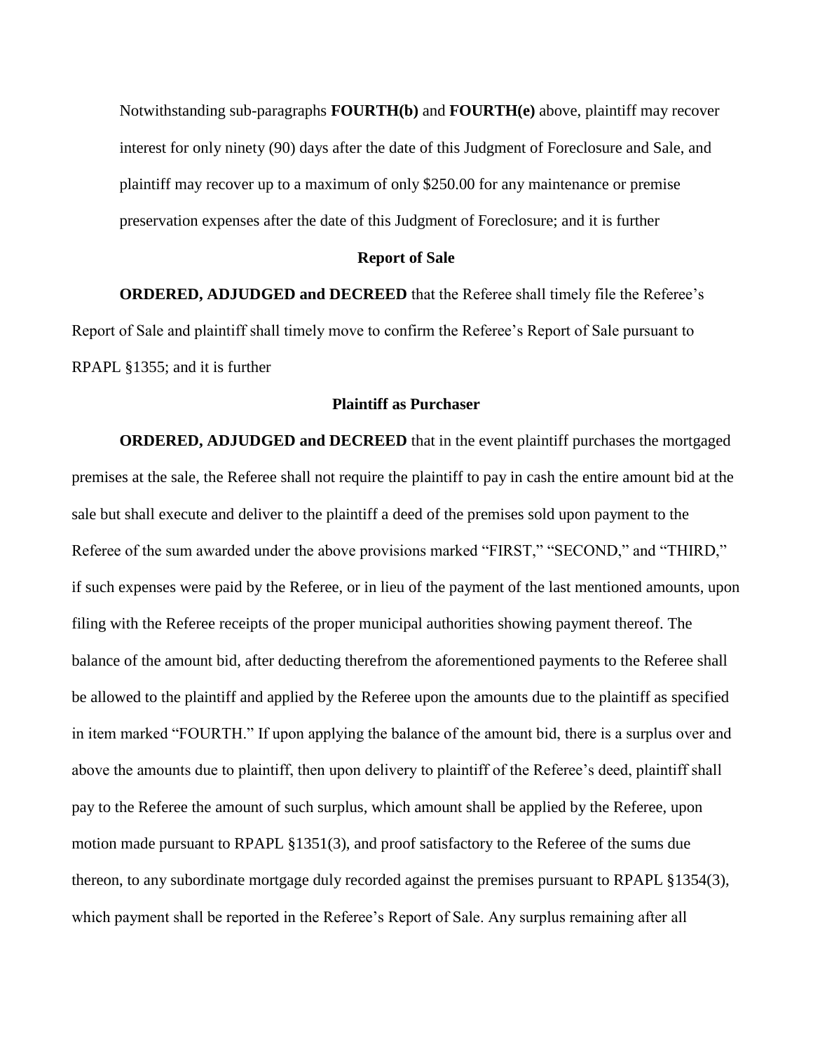Notwithstanding sub-paragraphs **FOURTH(b)** and **FOURTH(e)** above, plaintiff may recover interest for only ninety (90) days after the date of this Judgment of Foreclosure and Sale, and plaintiff may recover up to a maximum of only $250.00 for any maintenance or premise preservation expenses after the date of this Judgment of Foreclosure; and it is further

**Report of Sale**

**ORDERED, ADJUDGED and DECREED** that the Referee shall timely file the Referee's Report of Sale and plaintiff shall timely move to confirm the Referee's Report of Sale pursuant to RPAPL §1355; and it is further

**Plaintiff as Purchaser**

**ORDERED, ADJUDGED and DECREED** that in the event plaintiff purchases the mortgaged premises at the sale, the Referee shall not require the plaintiff to pay in cash the entire amount bid at the sale but shall execute and deliver to the plaintiff a deed of the premises sold upon payment to the Referee of the sum awarded under the above provisions marked "FIRST," "SECOND," and "THIRD," if such expenses were paid by the Referee, or in lieu of the payment of the last mentioned amounts, upon filing with the Referee receipts of the proper municipal authorities showing payment thereof. The balance of the amount bid, after deducting therefrom the aforementioned payments to the Referee shall be allowed to the plaintiff and applied by the Referee upon the amounts due to the plaintiff as specified in item marked "FOURTH." If upon applying the balance of the amount bid, there is a surplus over and above the amounts due to plaintiff, then upon delivery to plaintiff of the Referee's deed, plaintiff shall pay to the Referee the amount of such surplus, which amount shall be applied by the Referee, upon motion made pursuant to RPAPL §1351(3), and proof satisfactory to the Referee of the sums due thereon, to any subordinate mortgage duly recorded against the premises pursuant to RPAPL §1354(3), which payment shall be reported in the Referee's Report of Sale. Any surplus remaining after all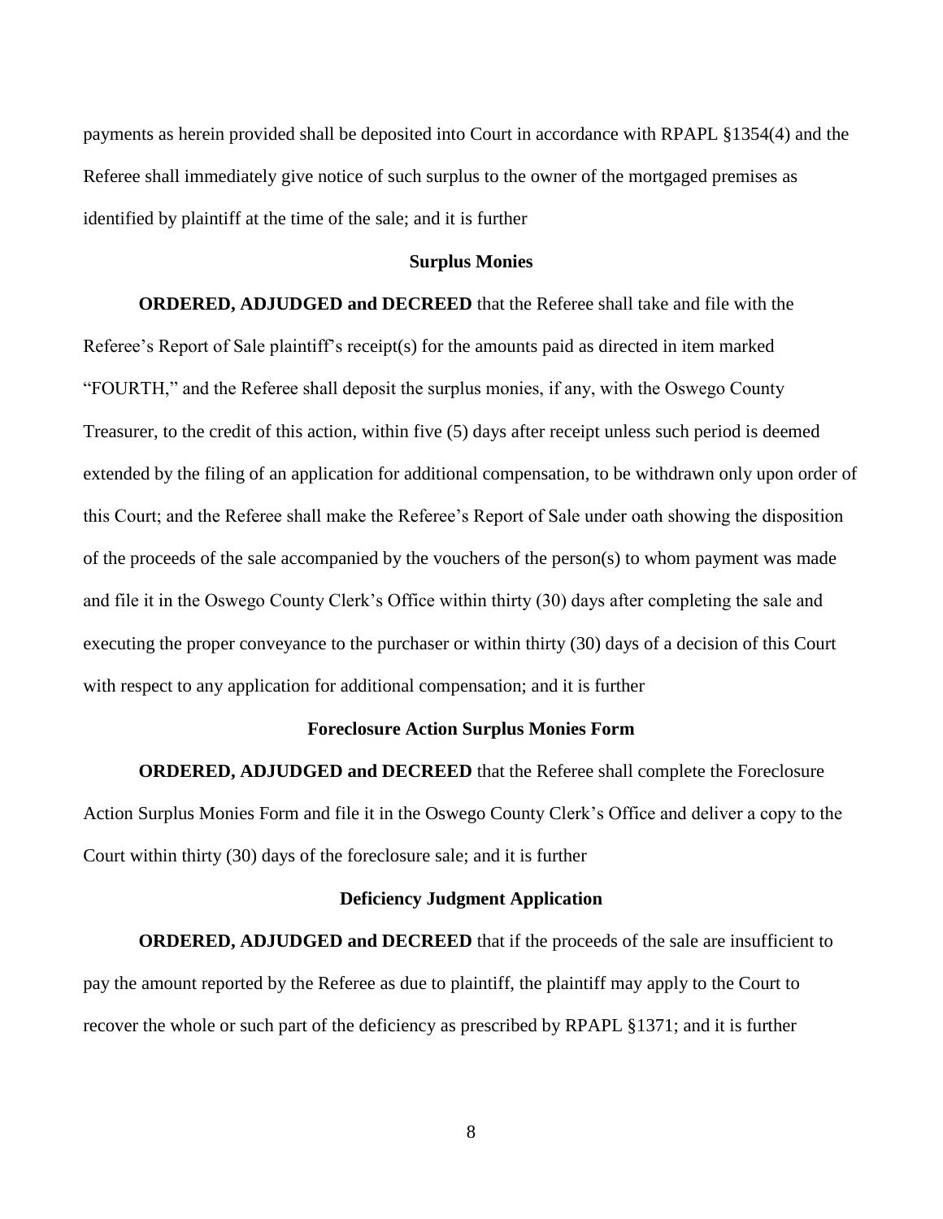payments as herein provided shall be deposited into Court in accordance with RPAPL §1354(4) and the Referee shall immediately give notice of such surplus to the owner of the mortgaged premises as identified by plaintiff at the time of the sale; and it is further

**Surplus Monies**

**ORDERED, ADJUDGED and DECREED** that the Referee shall take and file with the Referee's Report of Sale plaintiff's receipt(s) for the amounts paid as directed in item marked "FOURTH," and the Referee shall deposit the surplus monies, if any, with the Oswego County Treasurer, to the credit of this action, within five (5) days after receipt unless such period is deemed extended by the filing of an application for additional compensation, to be withdrawn only upon order of this Court; and the Referee shall make the Referee's Report of Sale under oath showing the disposition of the proceeds of the sale accompanied by the vouchers of the person(s) to whom payment was made and file it in the Oswego County Clerk's Office within thirty (30) days after completing the sale and executing the proper conveyance to the purchaser or within thirty (30) days of a decision of this Court with respect to any application for additional compensation; and it is further

**Foreclosure Action Surplus Monies Form**

**ORDERED, ADJUDGED and DECREED** that the Referee shall complete the Foreclosure Action Surplus Monies Form and file it in the Oswego County Clerk's Office and deliver a copy to the Court within thirty (30) days of the foreclosure sale; and it is further

**Deficiency Judgment Application**

**ORDERED, ADJUDGED and DECREED** that if the proceeds of the sale are insufficient to pay the amount reported by the Referee as due to plaintiff, the plaintiff may apply to the Court to recover the whole or such part of the deficiency as prescribed by RPAPL §1371; and it is further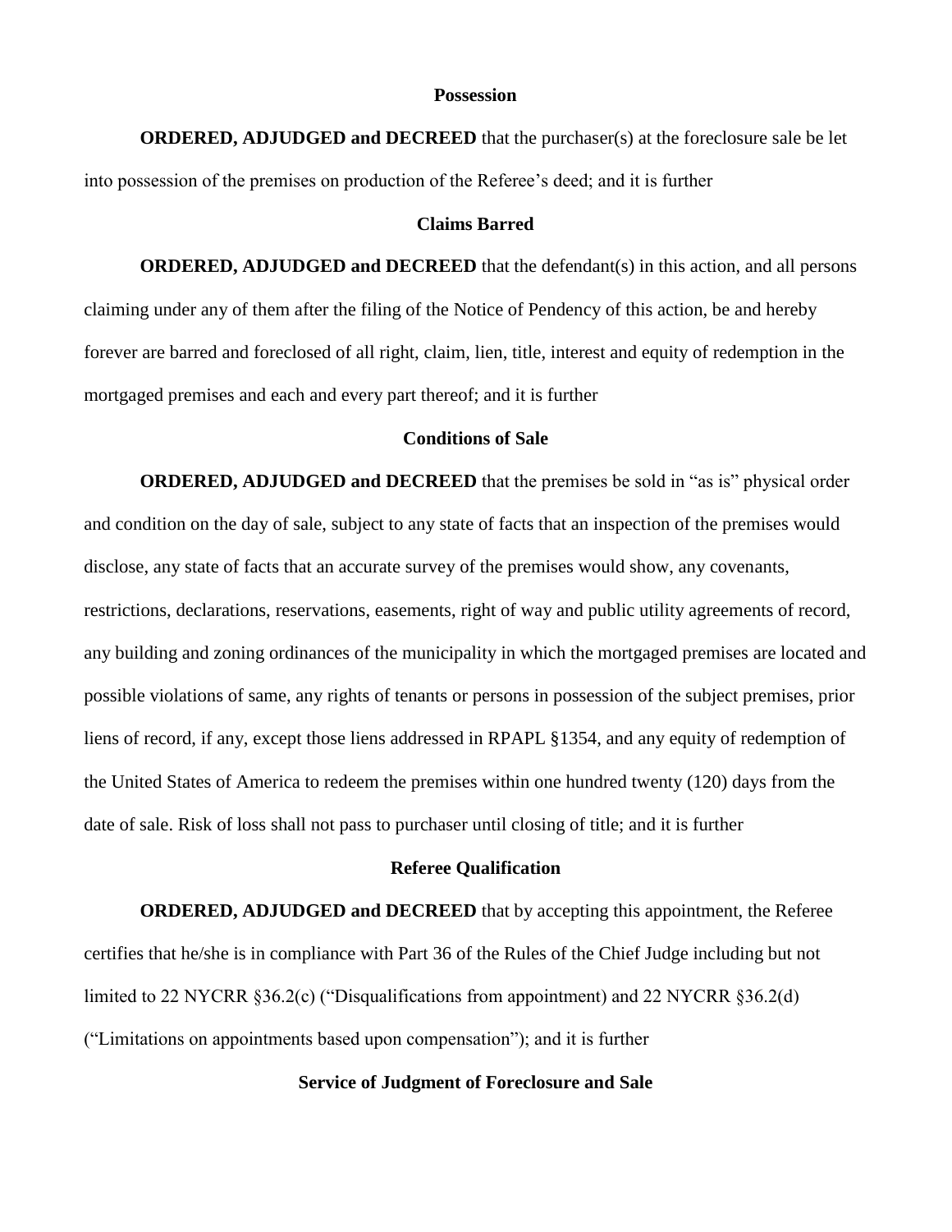**Possession**

**ORDERED, ADJUDGED and DECREED** that the purchaser(s) at the foreclosure sale be let into possession of the premises on production of the Referee's deed; and it is further

**Claims Barred**

**ORDERED, ADJUDGED and DECREED** that the defendant(s) in this action, and all persons claiming under any of them after the filing of the Notice of Pendency of this action, be and hereby forever are barred and foreclosed of all right, claim, lien, title, interest and equity of redemption in the mortgaged premises and each and every part thereof; and it is further

**Conditions of Sale**

**ORDERED, ADJUDGED and DECREED** that the premises be sold in "as is" physical order and condition on the day of sale, subject to any state of facts that an inspection of the premises would disclose, any state of facts that an accurate survey of the premises would show, any covenants, restrictions, declarations, reservations, easements, right of way and public utility agreements of record, any building and zoning ordinances of the municipality in which the mortgaged premises are located and possible violations of same, any rights of tenants or persons in possession of the subject premises, prior liens of record, if any, except those liens addressed in RPAPL §1354, and any equity of redemption of the United States of America to redeem the premises within one hundred twenty (120) days from the date of sale. Risk of loss shall not pass to purchaser until closing of title; and it is further

**Referee Qualification**

**ORDERED, ADJUDGED and DECREED** that by accepting this appointment, the Referee certifies that he/she is in compliance with Part 36 of the Rules of the Chief Judge including but not limited to 22 NYCRR §36.2(c) ("Disqualifications from appointment) and 22 NYCRR §36.2(d) ("Limitations on appointments based upon compensation"); and it is further

**Service of Judgment of Foreclosure and Sale**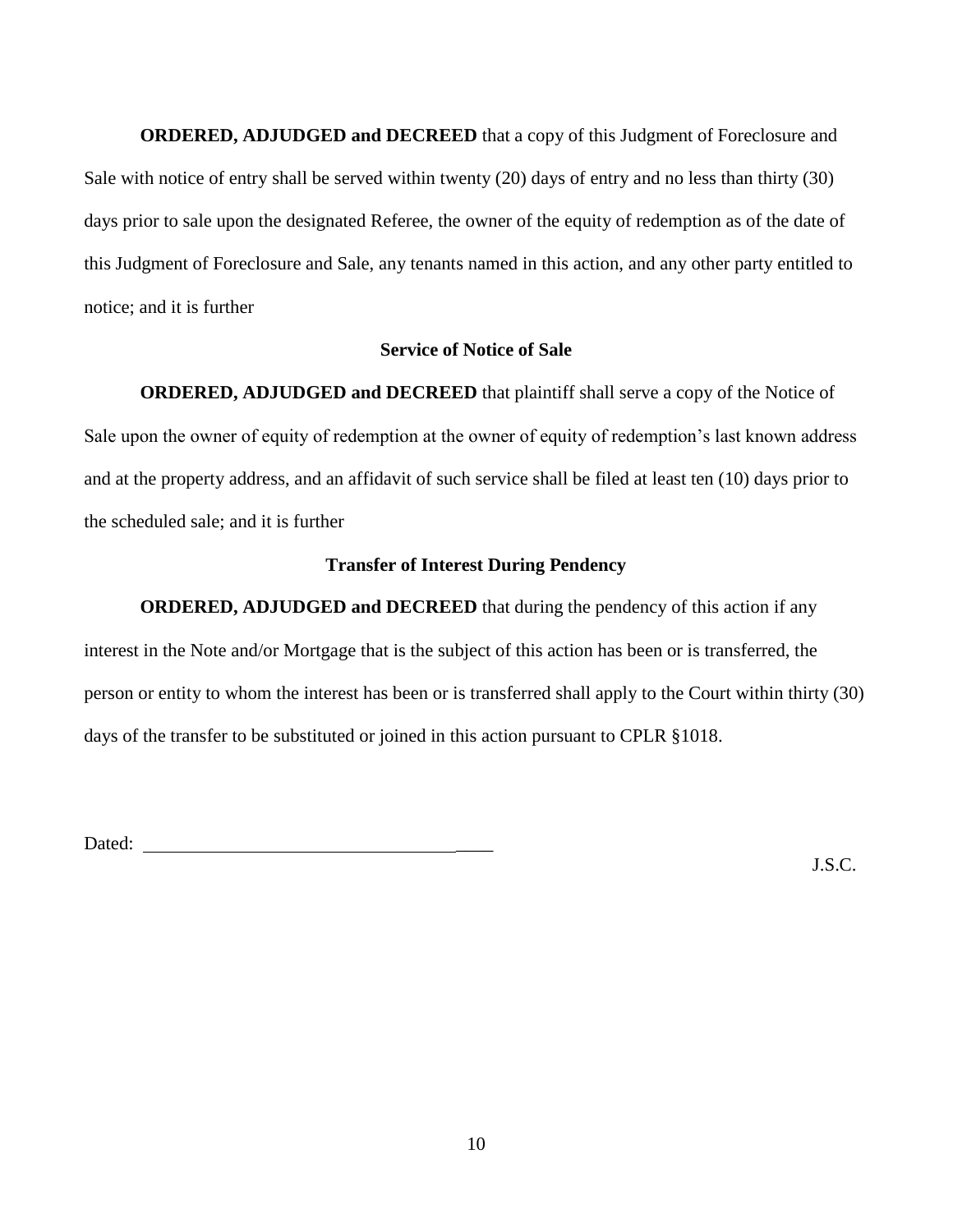**ORDERED, ADJUDGED and DECREED** that a copy of this Judgment of Foreclosure and Sale with notice of entry shall be served within twenty (20) days of entry and no less than thirty (30) days prior to sale upon the designated Referee, the owner of the equity of redemption as of the date of this Judgment of Foreclosure and Sale, any tenants named in this action, and any other party entitled to notice; and it is further

**Service of Notice of Sale**

**ORDERED, ADJUDGED and DECREED** that plaintiff shall serve a copy of the Notice of Sale upon the owner of equity of redemption at the owner of equity of redemption's last known address and at the property address, and an affidavit of such service shall be filed at least ten (10) days prior to the scheduled sale; and it is further

**Transfer of Interest During Pendency**

**ORDERED, ADJUDGED and DECREED** that during the pendency of this action if any interest in the Note and/or Mortgage that is the subject of this action has been or is transferred, the person or entity to whom the interest has been or is transferred shall apply to the Court within thirty (30) days of the transfer to be substituted or joined in this action pursuant to CPLR §1018.

Dated: ______________________________________

J.S.C.